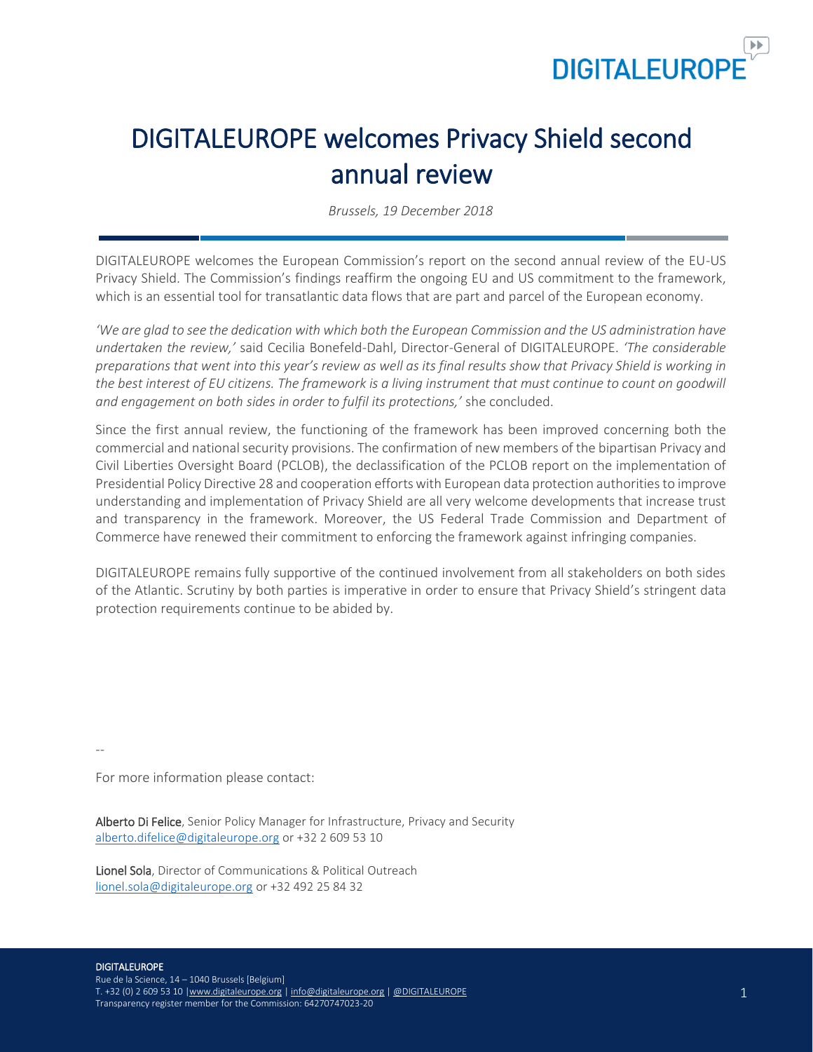# DIGITALEUROPE welcomes Privacy Shield second annual review

*Brussels, 19 December 2018*

DIGITALEUROPE welcomes the European Commission's report on the second annual review of the EU-US Privacy Shield. The Commission's findings reaffirm the ongoing EU and US commitment to the framework, which is an essential tool for transatlantic data flows that are part and parcel of the European economy.

*'We are glad to see the dedication with which both the European Commission and the US administration have undertaken the review,'* said Cecilia Bonefeld-Dahl, Director-General of DIGITALEUROPE. *'The considerable preparations that went into this year's review as well as its final results show that Privacy Shield is working in the best interest of EU citizens. The framework is a living instrument that must continue to count on goodwill and engagement on both sides in order to fulfil its protections,'* she concluded.

Since the first annual review, the functioning of the framework has been improved concerning both the commercial and national security provisions. The confirmation of new members of the bipartisan Privacy and Civil Liberties Oversight Board (PCLOB), the declassification of the PCLOB report on the implementation of Presidential Policy Directive 28 and cooperation efforts with European data protection authorities to improve understanding and implementation of Privacy Shield are all very welcome developments that increase trust and transparency in the framework. Moreover, the US Federal Trade Commission and Department of Commerce have renewed their commitment to enforcing the framework against infringing companies.

DIGITALEUROPE remains fully supportive of the continued involvement from all stakeholders on both sides of the Atlantic. Scrutiny by both parties is imperative in order to ensure that Privacy Shield's stringent data protection requirements continue to be abided by.

--

For more information please contact:

**Alberto Di Felice**, Senior Policy Manager for Infrastructure, Privacy and Security
alberto.difelice@digitaleurope.org or +32 2 609 53 10

**Lionel Sola**, Director of Communications & Political Outreach
lionel.sola@digitaleurope.org or +32 492 25 84 32

**DIGITALEUROPE**
Rue de la Science, 14 – 1040 Brussels [Belgium]
T. +32 (0) 2 609 53 10 | www.digitaleurope.org | info@digitaleurope.org | @DIGITALEUROPE
Transparency register member for the Commission: 64270747023-20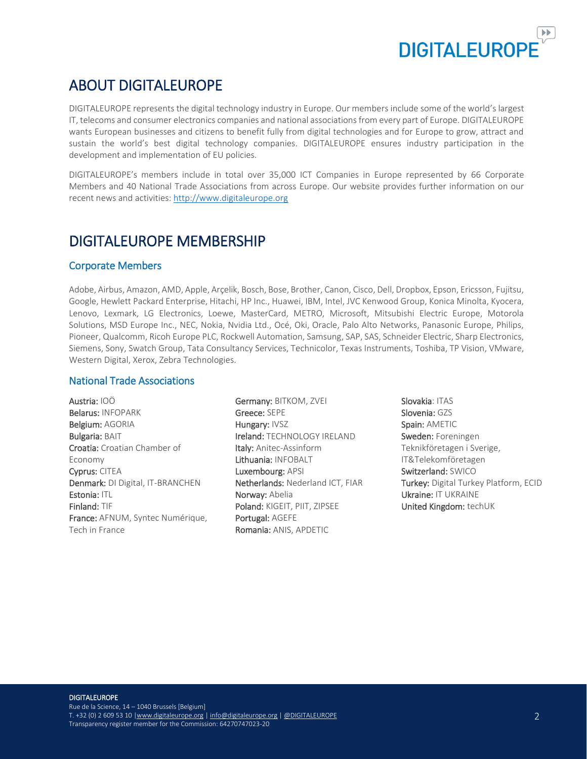# ABOUT DIGITALEUROPE

DIGITALEUROPE represents the digital technology industry in Europe. Our members include some of the world's largest IT, telecoms and consumer electronics companies and national associations from every part of Europe. DIGITALEUROPE wants European businesses and citizens to benefit fully from digital technologies and for Europe to grow, attract and sustain the world's best digital technology companies. DIGITALEUROPE ensures industry participation in the development and implementation of EU policies.

DIGITALEUROPE's members include in total over 35,000 ICT Companies in Europe represented by 66 Corporate Members and 40 National Trade Associations from across Europe. Our website provides further information on our recent news and activities: [http://www.digitaleurope.org](http://www.digitaleurope.org)

# DIGITALEUROPE MEMBERSHIP

## Corporate Members

Adobe, Airbus, Amazon, AMD, Apple, Arçelik, Bosch, Bose, Brother, Canon, Cisco, Dell, Dropbox, Epson, Ericsson, Fujitsu, Google, Hewlett Packard Enterprise, Hitachi, HP Inc., Huawei, IBM, Intel, JVC Kenwood Group, Konica Minolta, Kyocera, Lenovo, Lexmark, LG Electronics, Loewe, MasterCard, METRO, Microsoft, Mitsubishi Electric Europe, Motorola Solutions, MSD Europe Inc., NEC, Nokia, Nvidia Ltd., Océ, Oki, Oracle, Palo Alto Networks, Panasonic Europe, Philips, Pioneer, Qualcomm, Ricoh Europe PLC, Rockwell Automation, Samsung, SAP, SAS, Schneider Electric, Sharp Electronics, Siemens, Sony, Swatch Group, Tata Consultancy Services, Technicolor, Texas Instruments, Toshiba, TP Vision, VMware, Western Digital, Xerox, Zebra Technologies.

## National Trade Associations

**Austria:** IOÖ
**Belarus:** INFOPARK
**Belgium:** AGORIA
**Bulgaria:** BAIT
**Croatia:** Croatian Chamber of Economy
**Cyprus:** CITEA
**Denmark:** DI Digital, IT-BRANCHEN
**Estonia:** ITL
**Finland:** TIF
**France:** AFNUM, Syntec Numérique, Tech in France
**Germany:** BITKOM, ZVEI
**Greece:** SEPE
**Hungary:** IVSZ
**Ireland:** TECHNOLOGY IRELAND
**Italy:** Anitec-Assinform
**Lithuania:** INFOBALT
**Luxembourg:** APSI
**Netherlands:** Nederland ICT, FIAR
**Norway:** Abelia
**Poland:** KIGEIT, PIIT, ZIPSEE
**Portugal:** AGEFE
**Romania:** ANIS, APDETIC
**Slovakia:** ITAS
**Slovenia:** GZS
**Spain:** AMETIC
**Sweden:** Foreningen Teknikföretagen i Sverige, IT&Telekomföretagen
**Switzerland:** SWICO
**Turkey:** Digital Turkey Platform, ECID
**Ukraine:** IT UKRAINE
**United Kingdom:** techUK

**DIGITALEUROPE**
Rue de la Science, 14 – 1040 Brussels [Belgium]
T. +32 (0) 2 609 53 10 | [www.digitaleurope.org](http://www.digitaleurope.org) | [info@digitaleurope.org](mailto:info@digitaleurope.org) | @DIGITALEUROPE
Transparency register member for the Commission: 64270747023-20